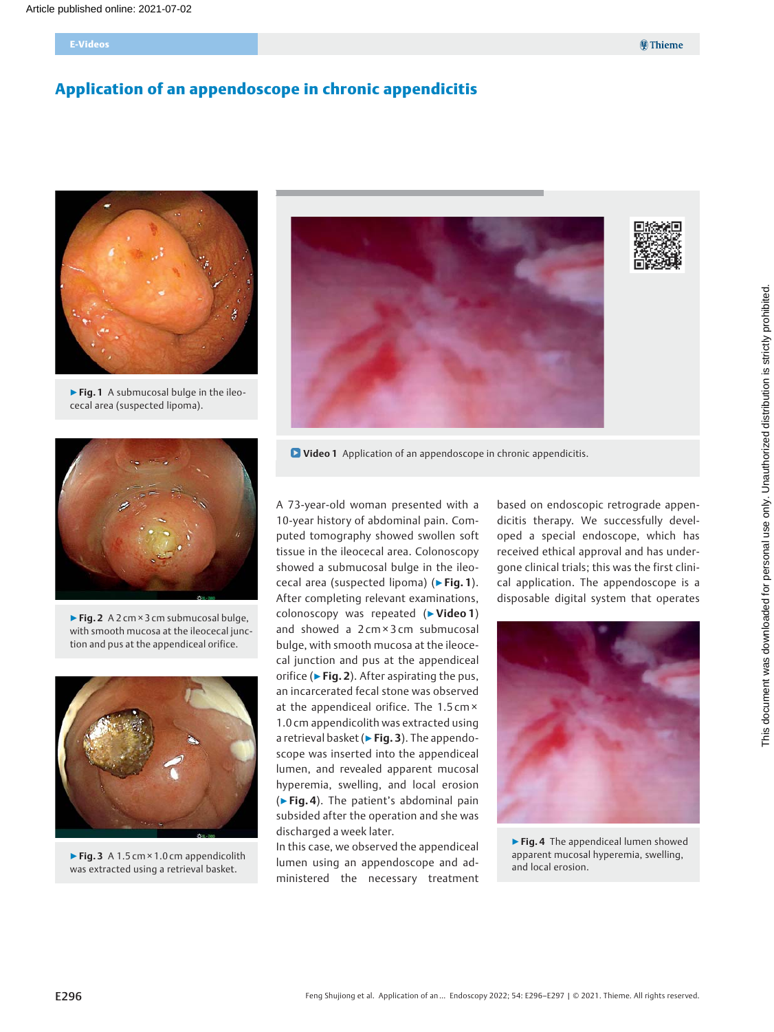Article published online: 2021-07-02

E-Videos

# Application of an appendoscope in chronic appendicitis

▶ Fig. 1 A submucosal bulge in the ileocecal area (suspected lipoma).

▶ Fig. 2 A 2 cm × 3 cm submucosal bulge, with smooth mucosa at the ileocecal junction and pus at the appendiceal orifice.

▶ Fig. 3 A 1.5 cm × 1.0 cm appendicolith was extracted using a retrieval basket.

Video 1 Application of an appendoscope in chronic appendicitis.

A 73-year-old woman presented with a 10-year history of abdominal pain. Computed tomography showed swollen soft tissue in the ileocecal area. Colonoscopy showed a submucosal bulge in the ileocecal area (suspected lipoma) (▶ Fig. 1). After completing relevant examinations, colonoscopy was repeated (▶ Video 1) and showed a 2 cm × 3 cm submucosal bulge, with smooth mucosa at the ileocecal junction and pus at the appendiceal orifice (▶ Fig. 2). After aspirating the pus, an incarcerated fecal stone was observed at the appendiceal orifice. The 1.5 cm × 1.0 cm appendicolith was extracted using a retrieval basket (▶ Fig. 3). The appendoscope was inserted into the appendiceal lumen, and revealed apparent mucosal hyperemia, swelling, and local erosion (▶ Fig. 4). The patient's abdominal pain subsided after the operation and she was discharged a week later.

In this case, we observed the appendiceal lumen using an appendoscope and administered the necessary treatment based on endoscopic retrograde appendicitis therapy. We successfully developed a special endoscope, which has received ethical approval and has undergone clinical trials; this was the first clinical application. The appendoscope is a disposable digital system that operates

▶ Fig. 4 The appendiceal lumen showed apparent mucosal hyperemia, swelling, and local erosion.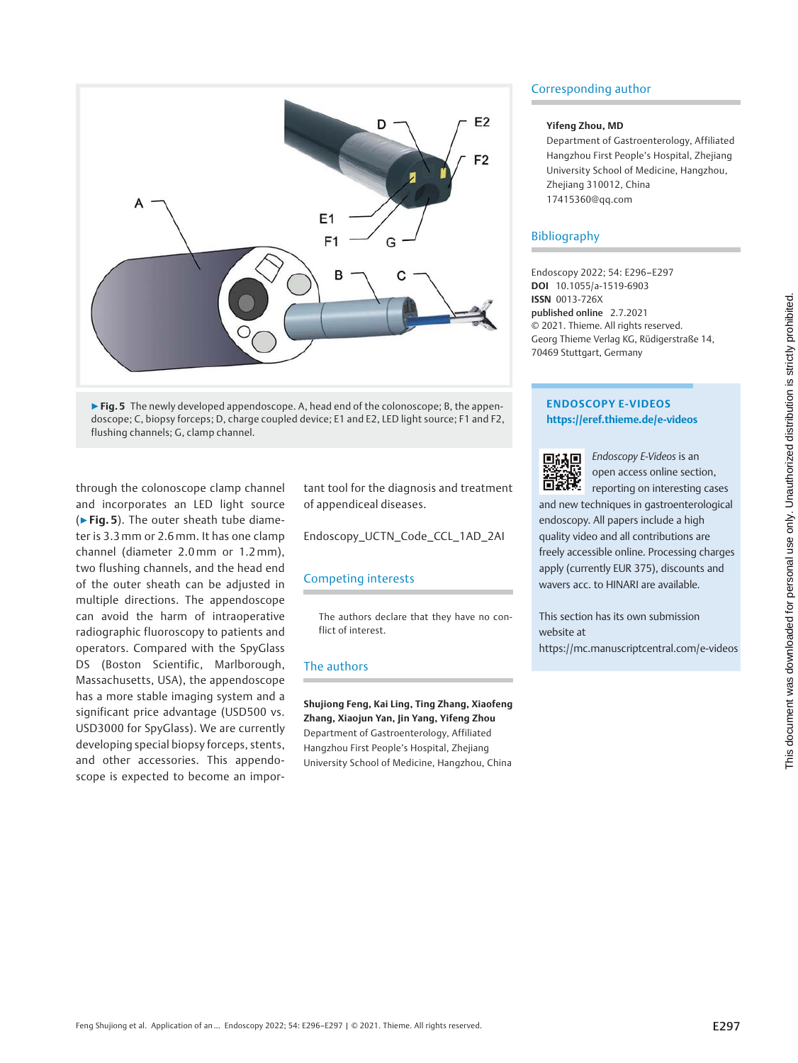▶ **Fig. 5** The newly developed appendoscope. A, head end of the colonoscope; B, the appendoscope; C, biopsy forceps; D, charge coupled device; E1 and E2, LED light source; F1 and F2, flushing channels; G, clamp channel.

through the colonoscope clamp channel and incorporates an LED light source (▶ **Fig. 5**). The outer sheath tube diameter is 3.3 mm or 2.6 mm. It has one clamp channel (diameter 2.0 mm or 1.2 mm), two flushing channels, and the head end of the outer sheath can be adjusted in multiple directions. The appendoscope can avoid the harm of intraoperative radiographic fluoroscopy to patients and operators. Compared with the SpyGlass DS (Boston Scientific, Marlborough, Massachusetts, USA), the appendoscope has a more stable imaging system and a significant price advantage (USD500 vs. USD3000 for SpyGlass). We are currently developing special biopsy forceps, stents, and other accessories. This appendoscope is expected to become an important tool for the diagnosis and treatment of appendiceal diseases.

Endoscopy_UCTN_Code_CCL_1AD_2AI

## Competing interests

The authors declare that they have no conflict of interest.

## The authors

**Shujiong Feng, Kai Ling, Ting Zhang, Xiaofeng Zhang, Xiaojun Yan, Jin Yang, Yifeng Zhou**
Department of Gastroenterology, Affiliated Hangzhou First People's Hospital, Zhejiang University School of Medicine, Hangzhou, China

## Corresponding author

**Yifeng Zhou, MD**
Department of Gastroenterology, Affiliated Hangzhou First People's Hospital, Zhejiang University School of Medicine, Hangzhou, Zhejiang 310012, China
17415360@qq.com

## Bibliography

Endoscopy 2022; 54: E296–E297
**DOI** 10.1055/a-1519-6903
**ISSN** 0013-726X
**published online** 2.7.2021
© 2021. Thieme. All rights reserved.
Georg Thieme Verlag KG, Rüdigerstraße 14, 70469 Stuttgart, Germany

## ENDOSCOPY E-VIDEOS
**https://eref.thieme.de/e-videos**

*Endoscopy E-Videos* is an open access online section, reporting on interesting cases and new techniques in gastroenterological endoscopy. All papers include a high quality video and all contributions are freely accessible online. Processing charges apply (currently EUR 375), discounts and wavers acc. to HINARI are available.

This section has its own submission website at
https://mc.manuscriptcentral.com/e-videos